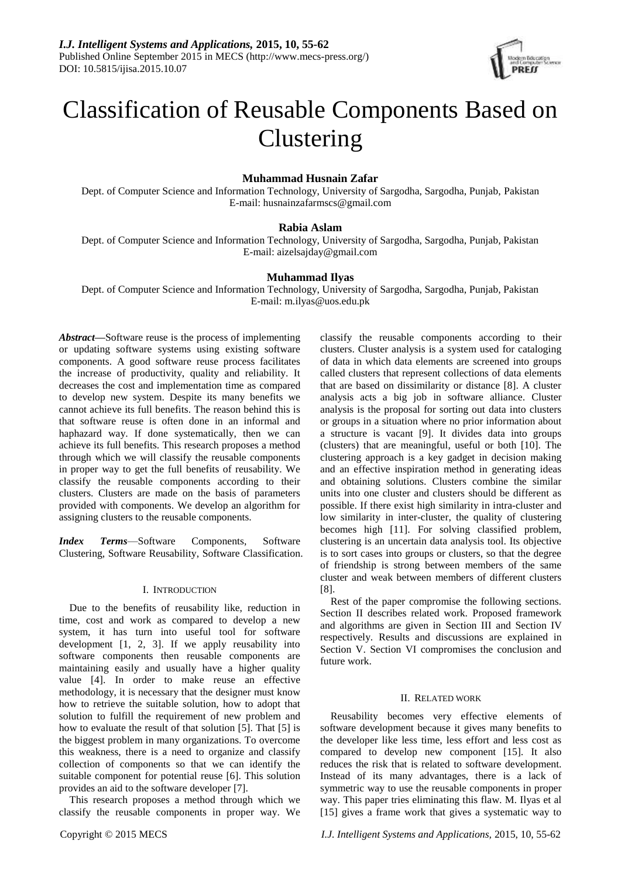# Classification of Reusable Components Based on Clustering

**Muhammad Husnain Zafar**

Dept. of Computer Science and Information Technology, University of Sargodha, Sargodha, Punjab, Pakistan
E-mail: husnainzafarmscs@gmail.com

**Rabia Aslam**

Dept. of Computer Science and Information Technology, University of Sargodha, Sargodha, Punjab, Pakistan
E-mail: aizelsajday@gmail.com

**Muhammad Ilyas**

Dept. of Computer Science and Information Technology, University of Sargodha, Sargodha, Punjab, Pakistan
E-mail: m.ilyas@uos.edu.pk

***Abstract*—**Software reuse is the process of implementing or updating software systems using existing software components. A good software reuse process facilitates the increase of productivity, quality and reliability. It decreases the cost and implementation time as compared to develop new system. Despite its many benefits we cannot achieve its full benefits. The reason behind this is that software reuse is often done in an informal and haphazard way. If done systematically, then we can achieve its full benefits. This research proposes a method through which we will classify the reusable components in proper way to get the full benefits of reusability. We classify the reusable components according to their clusters. Clusters are made on the basis of parameters provided with components. We develop an algorithm for assigning clusters to the reusable components.

***Index Terms*—**Software Components, Software Clustering, Software Reusability, Software Classification.

## I. Introduction

Due to the benefits of reusability like, reduction in time, cost and work as compared to develop a new system, it has turn into useful tool for software development [1, 2, 3]. If we apply reusability into software components then reusable components are maintaining easily and usually have a higher quality value [4]. In order to make reuse an effective methodology, it is necessary that the designer must know how to retrieve the suitable solution, how to adopt that solution to fulfill the requirement of new problem and how to evaluate the result of that solution [5]. That [5] is the biggest problem in many organizations. To overcome this weakness, there is a need to organize and classify collection of components so that we can identify the suitable component for potential reuse [6]. This solution provides an aid to the software developer [7].

This research proposes a method through which we classify the reusable components in proper way. We classify the reusable components according to their clusters. Cluster analysis is a system used for cataloging of data in which data elements are screened into groups called clusters that represent collections of data elements that are based on dissimilarity or distance [8]. A cluster analysis acts a big job in software alliance. Cluster analysis is the proposal for sorting out data into clusters or groups in a situation where no prior information about a structure is vacant [9]. It divides data into groups (clusters) that are meaningful, useful or both [10]. The clustering approach is a key gadget in decision making and an effective inspiration method in generating ideas and obtaining solutions. Clusters combine the similar units into one cluster and clusters should be different as possible. If there exist high similarity in intra-cluster and low similarity in inter-cluster, the quality of clustering becomes high [11]. For solving classified problem, clustering is an uncertain data analysis tool. Its objective is to sort cases into groups or clusters, so that the degree of friendship is strong between members of the same cluster and weak between members of different clusters [8].

Rest of the paper compromise the following sections. Section II describes related work. Proposed framework and algorithms are given in Section III and Section IV respectively. Results and discussions are explained in Section V. Section VI compromises the conclusion and future work.

## II. Related work

Reusability becomes very effective elements of software development because it gives many benefits to the developer like less time, less effort and less cost as compared to develop new component [15]. It also reduces the risk that is related to software development. Instead of its many advantages, there is a lack of symmetric way to use the reusable components in proper way. This paper tries eliminating this flaw. M. Ilyas et al [15] gives a frame work that gives a systematic way to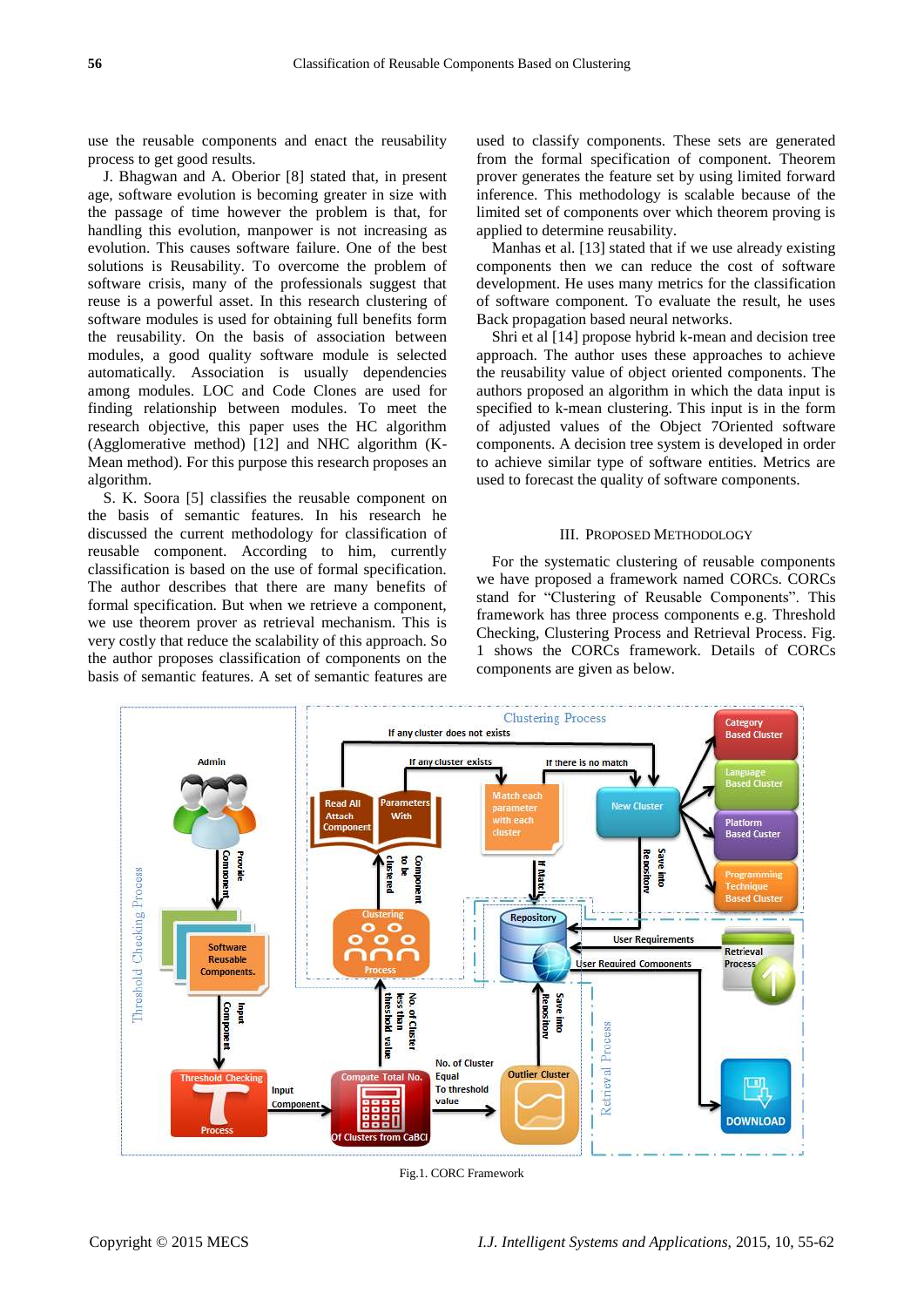use the reusable components and enact the reusability process to get good results.

J. Bhagwan and A. Oberior [8] stated that, in present age, software evolution is becoming greater in size with the passage of time however the problem is that, for handling this evolution, manpower is not increasing as evolution. This causes software failure. One of the best solutions is Reusability. To overcome the problem of software crisis, many of the professionals suggest that reuse is a powerful asset. In this research clustering of software modules is used for obtaining full benefits form the reusability. On the basis of association between modules, a good quality software module is selected automatically. Association is usually dependencies among modules. LOC and Code Clones are used for finding relationship between modules. To meet the research objective, this paper uses the HC algorithm (Agglomerative method) [12] and NHC algorithm (K-Mean method). For this purpose this research proposes an algorithm.

S. K. Soora [5] classifies the reusable component on the basis of semantic features. In his research he discussed the current methodology for classification of reusable component. According to him, currently classification is based on the use of formal specification. The author describes that there are many benefits of formal specification. But when we retrieve a component, we use theorem prover as retrieval mechanism. This is very costly that reduce the scalability of this approach. So the author proposes classification of components on the basis of semantic features. A set of semantic features are used to classify components. These sets are generated from the formal specification of component. Theorem prover generates the feature set by using limited forward inference. This methodology is scalable because of the limited set of components over which theorem proving is applied to determine reusability.

Manhas et al. [13] stated that if we use already existing components then we can reduce the cost of software development. He uses many metrics for the classification of software component. To evaluate the result, he uses Back propagation based neural networks.

Shri et al [14] propose hybrid k-mean and decision tree approach. The author uses these approaches to achieve the reusability value of object oriented components. The authors proposed an algorithm in which the data input is specified to k-mean clustering. This input is in the form of adjusted values of the Object 7Oriented software components. A decision tree system is developed in order to achieve similar type of software entities. Metrics are used to forecast the quality of software components.

## III. Proposed Methodology

For the systematic clustering of reusable components we have proposed a framework named CORCs. CORCs stand for "Clustering of Reusable Components". This framework has three process components e.g. Threshold Checking, Clustering Process and Retrieval Process. Fig. 1 shows the CORCs framework. Details of CORCs components are given as below.

Fig.1. CORC Framework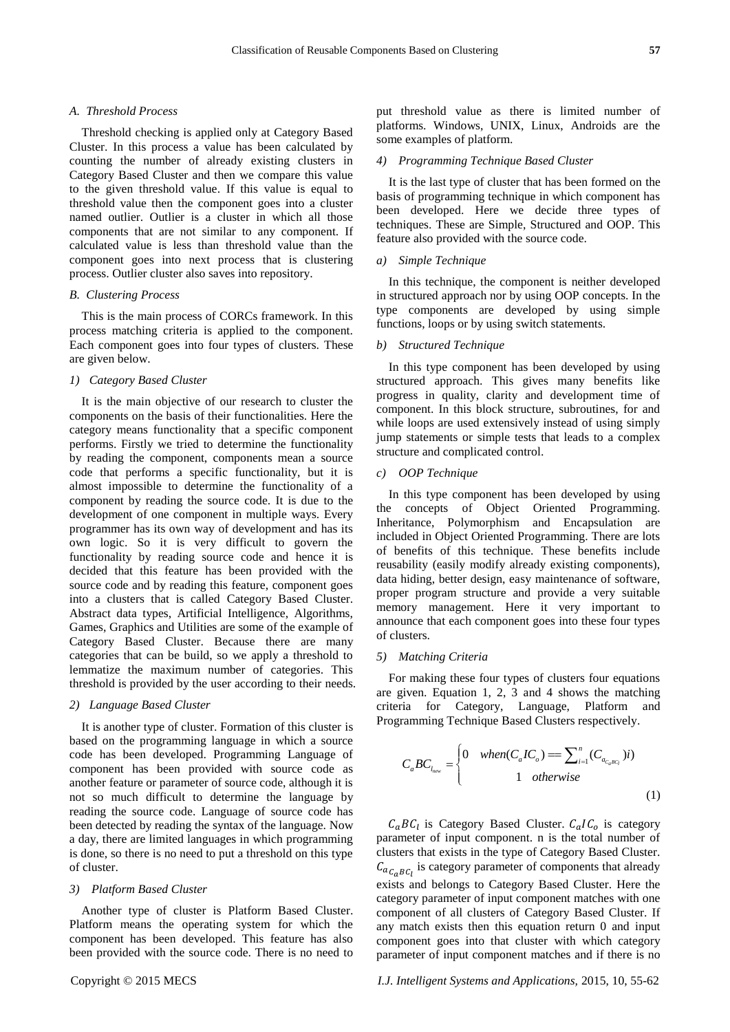### A. Threshold Process

Threshold checking is applied only at Category Based Cluster. In this process a value has been calculated by counting the number of already existing clusters in Category Based Cluster and then we compare this value to the given threshold value. If this value is equal to threshold value then the component goes into a cluster named outlier. Outlier is a cluster in which all those components that are not similar to any component. If calculated value is less than threshold value than the component goes into next process that is clustering process. Outlier cluster also saves into repository.

### B. Clustering Process

This is the main process of CORCs framework. In this process matching criteria is applied to the component. Each component goes into four types of clusters. These are given below.

#### 1) Category Based Cluster

It is the main objective of our research to cluster the components on the basis of their functionalities. Here the category means functionality that a specific component performs. Firstly we tried to determine the functionality by reading the component, components mean a source code that performs a specific functionality, but it is almost impossible to determine the functionality of a component by reading the source code. It is due to the development of one component in multiple ways. Every programmer has its own way of development and has its own logic. So it is very difficult to govern the functionality by reading source code and hence it is decided that this feature has been provided with the source code and by reading this feature, component goes into a clusters that is called Category Based Cluster. Abstract data types, Artificial Intelligence, Algorithms, Games, Graphics and Utilities are some of the example of Category Based Cluster. Because there are many categories that can be build, so we apply a threshold to lemmatize the maximum number of categories. This threshold is provided by the user according to their needs.

#### 2) Language Based Cluster

It is another type of cluster. Formation of this cluster is based on the programming language in which a source code has been developed. Programming Language of component has been provided with source code as another feature or parameter of source code, although it is not so much difficult to determine the language by reading the source code. Language of source code has been detected by reading the syntax of the language. Now a day, there are limited languages in which programming is done, so there is no need to put a threshold on this type of cluster.

#### 3) Platform Based Cluster

Another type of cluster is Platform Based Cluster. Platform means the operating system for which the component has been developed. This feature has also been provided with the source code. There is no need to put threshold value as there is limited number of platforms. Windows, UNIX, Linux, Androids are the some examples of platform.

#### 4) Programming Technique Based Cluster

It is the last type of cluster that has been formed on the basis of programming technique in which component has been developed. Here we decide three types of techniques. These are Simple, Structured and OOP. This feature also provided with the source code.

##### a) Simple Technique

In this technique, the component is neither developed in structured approach nor by using OOP concepts. In the type components are developed by using simple functions, loops or by using switch statements.

##### b) Structured Technique

In this type component has been developed by using structured approach. This gives many benefits like progress in quality, clarity and development time of component. In this block structure, subroutines, for and while loops are used extensively instead of using simply jump statements or simple tests that leads to a complex structure and complicated control.

##### c) OOP Technique

In this type component has been developed by using the concepts of Object Oriented Programming. Inheritance, Polymorphism and Encapsulation are included in Object Oriented Programming. There are lots of benefits of this technique. These benefits include reusability (easily modify already existing components), data hiding, better design, easy maintenance of software, proper program structure and provide a very suitable memory management. Here it very important to announce that each component goes into these four types of clusters.

#### 5) Matching Criteria

For making these four types of clusters four equations are given. Equation 1, 2, 3 and 4 shows the matching criteria for Category, Language, Platform and Programming Technique Based Clusters respectively.

$$C_aBC_{l_{new}} = \begin{cases} 0 & when(C_aIC_o) == \sum_{i=1}^{n}(C_{a_{C_aBC_l}})i) \\ 1 & otherwise \end{cases} \tag{1}$$

$C_aBC_l$ is Category Based Cluster. $C_aIC_o$ is category parameter of input component. n is the total number of clusters that exists in the type of Category Based Cluster. $C_{a_{C_aBC_l}}$ is category parameter of components that already exists and belongs to Category Based Cluster. Here the category parameter of input component matches with one component of all clusters of Category Based Cluster. If any match exists then this equation return 0 and input component goes into that cluster with which category parameter of input component matches and if there is no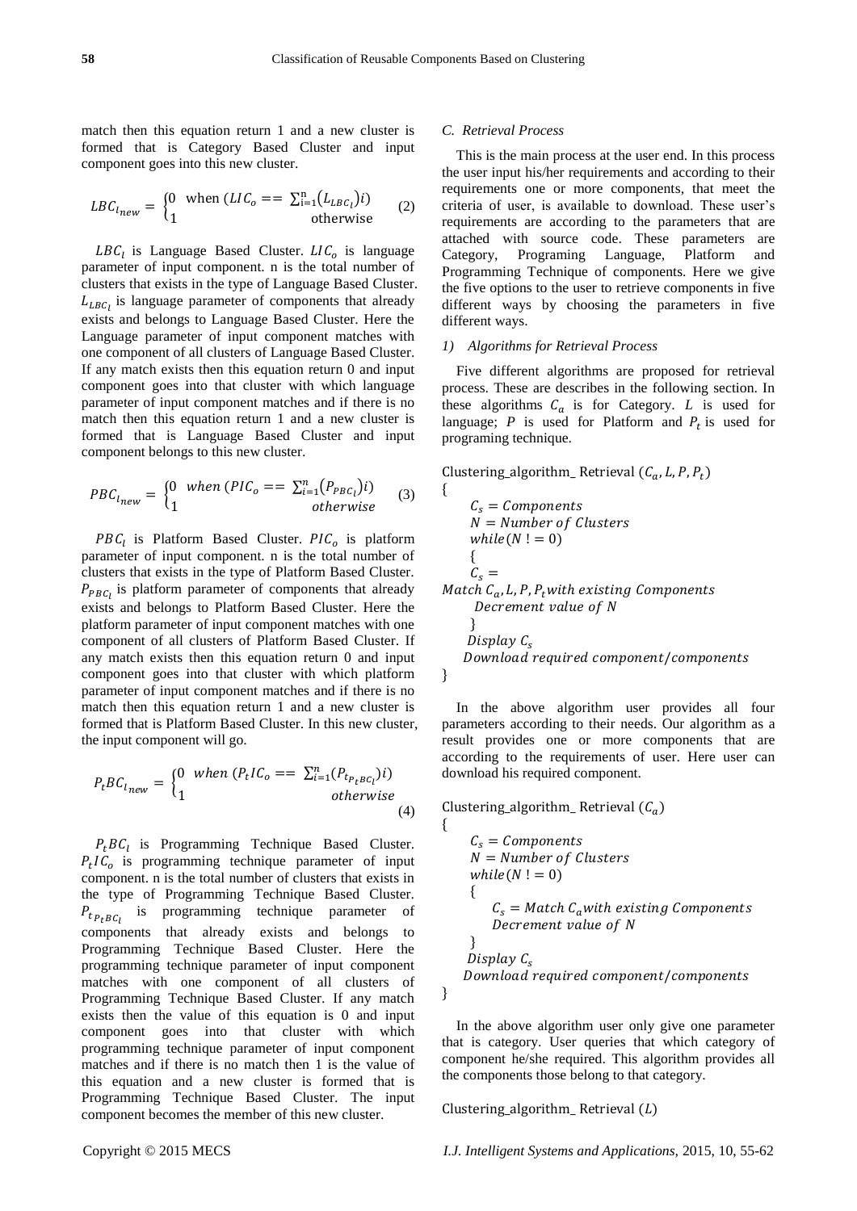match then this equation return 1 and a new cluster is formed that is Category Based Cluster and input component goes into this new cluster.

$$LBC_{l_{new}} = \begin{cases} 0 & \text{when } (LIC_o == \sum_{i=1}^{n} (L_{LBC_l}) i) \\ 1 & \text{otherwise} \end{cases} \quad (2)$$

$LBC_l$ is Language Based Cluster. $LIC_o$ is language parameter of input component. n is the total number of clusters that exists in the type of Language Based Cluster. $L_{LBC_l}$ is language parameter of components that already exists and belongs to Language Based Cluster. Here the Language parameter of input component matches with one component of all clusters of Language Based Cluster. If any match exists then this equation return 0 and input component goes into that cluster with which language parameter of input component matches and if there is no match then this equation return 1 and a new cluster is formed that is Language Based Cluster and input component belongs to this new cluster.

$$PBC_{l_{new}} = \begin{cases} 0 & when\ (PIC_o == \sum_{i=1}^{n} (P_{PBC_l}) i) \\ 1 & otherwise \end{cases} \quad (3)$$

$PBC_l$ is Platform Based Cluster. $PIC_o$ is platform parameter of input component. n is the total number of clusters that exists in the type of Platform Based Cluster. $P_{PBC_l}$ is platform parameter of components that already exists and belongs to Platform Based Cluster. Here the platform parameter of input component matches with one component of all clusters of Platform Based Cluster. If any match exists then this equation return 0 and input component goes into that cluster with which platform parameter of input component matches and if there is no match then this equation return 1 and a new cluster is formed that is Platform Based Cluster. In this new cluster, the input component will go.

$$P_tBC_{l_{new}} = \begin{cases} 0 & when\ (P_tIC_o == \sum_{i=1}^{n} (P_{t_{P_tBC_l}}) i) \\ 1 & otherwise \end{cases} \quad (4)$$

$P_tBC_l$ is Programming Technique Based Cluster. $P_tIC_o$ is programming technique parameter of input component. n is the total number of clusters that exists in the type of Programming Technique Based Cluster. $P_{t_{P_tBC_l}}$ is programming technique parameter of components that already exists and belongs to Programming Technique Based Cluster. Here the programming technique parameter of input component matches with one component of all clusters of Programming Technique Based Cluster. If any match exists then the value of this equation is 0 and input component goes into that cluster with which programming technique parameter of input component matches and if there is no match then 1 is the value of this equation and a new cluster is formed that is Programming Technique Based Cluster. The input component becomes the member of this new cluster.

### *C. Retrieval Process*

This is the main process at the user end. In this process the user input his/her requirements and according to their requirements one or more components, that meet the criteria of user, is available to download. These user's requirements are according to the parameters that are attached with source code. These parameters are Category, Programing Language, Platform and Programming Technique of components. Here we give the five options to the user to retrieve components in five different ways by choosing the parameters in five different ways.

#### *1) Algorithms for Retrieval Process*

Five different algorithms are proposed for retrieval process. These are describes in the following section. In these algorithms $C_a$ is for Category. $L$ is used for language; $P$ is used for Platform and $P_t$ is used for programing technique.

```
Clustering_algorithm_ Retrieval (Ca, L, P, Pt)
{
    Cs = Components
    N = Number of Clusters
    while(N ! = 0)
    {
    Cs =
Match Ca, L, P, Pt with existing Components
      Decrement value of N
    }
    Display Cs
    Download required component/components
}
```

In the above algorithm user provides all four parameters according to their needs. Our algorithm as a result provides one or more components that are according to the requirements of user. Here user can download his required component.

```
Clustering_algorithm_ Retrieval (Ca)
{
    Cs = Components
    N = Number of Clusters
    while(N ! = 0)
    {
        Cs = Match Ca with existing Components
        Decrement value of N
    }
    Display Cs
    Download required component/components
}
```

In the above algorithm user only give one parameter that is category. User queries that which category of component he/she required. This algorithm provides all the components those belong to that category.

Clustering_algorithm_ Retrieval ($L$)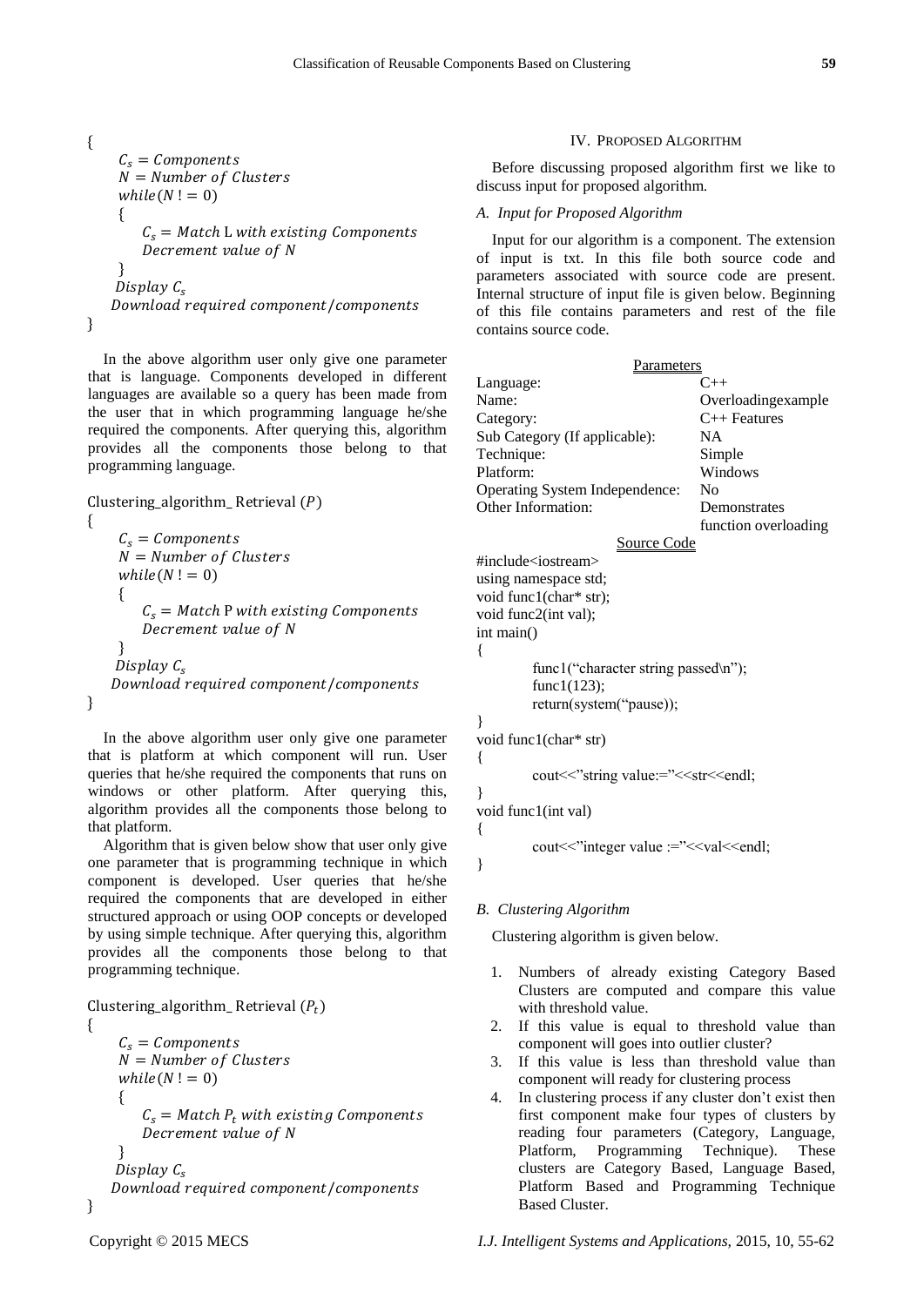```
{
    C_s = Components
    N = Number of Clusters
    while(N != 0)
    {
        C_s = Match L with existing Components
        Decrement value of N
    }
    Display C_s
    Download required component/components
}
```

In the above algorithm user only give one parameter that is language. Components developed in different languages are available so a query has been made from the user that in which programming language he/she required the components. After querying this, algorithm provides all the components those belong to that programming language.

```
Clustering_algorithm_ Retrieval (P)
{
    C_s = Components
    N = Number of Clusters
    while(N != 0)
    {
        C_s = Match P with existing Components
        Decrement value of N
    }
    Display C_s
    Download required component/components
}
```

In the above algorithm user only give one parameter that is platform at which component will run. User queries that he/she required the components that runs on windows or other platform. After querying this, algorithm provides all the components those belong to that platform.

Algorithm that is given below show that user only give one parameter that is programming technique in which component is developed. User queries that he/she required the components that are developed in either structured approach or using OOP concepts or developed by using simple technique. After querying this, algorithm provides all the components those belong to that programming technique.

```
Clustering_algorithm_ Retrieval (P_t)
{
    C_s = Components
    N = Number of Clusters
    while(N != 0)
    {
        C_s = Match P_t with existing Components
        Decrement value of N
    }
    Display C_s
    Download required component/components
}
```

## IV. Proposed Algorithm

Before discussing proposed algorithm first we like to discuss input for proposed algorithm.

### *A. Input for Proposed Algorithm*

Input for our algorithm is a component. The extension of input is txt. In this file both source code and parameters associated with source code are present. Internal structure of input file is given below. Beginning of this file contains parameters and rest of the file contains source code.

<u>Parameters</u>

| | |
|---|---|
| Language: | C++ |
| Name: | Overloadingexample |
| Category: | C++ Features |
| Sub Category (If applicable): | NA |
| Technique: | Simple |
| Platform: | Windows |
| Operating System Independence: | No |
| Other Information: | Demonstrates function overloading |

<u>Source Code</u>

```
#include<iostream>
using namespace std;
void func1(char* str);
void func2(int val);
int main()
{
        func1("character string passed\n");
        func1(123);
        return(system("pause));
}
void func1(char* str)
{
        cout<<"string value:="<<str<<endl;
}
void func1(int val)
{
        cout<<"integer value :="<<val<<endl;
}
```

### *B. Clustering Algorithm*

Clustering algorithm is given below.

1. Numbers of already existing Category Based Clusters are computed and compare this value with threshold value.
2. If this value is equal to threshold value than component will goes into outlier cluster?
3. If this value is less than threshold value than component will ready for clustering process
4. In clustering process if any cluster don't exist then first component make four types of clusters by reading four parameters (Category, Language, Platform, Programming Technique). These clusters are Category Based, Language Based, Platform Based and Programming Technique Based Cluster.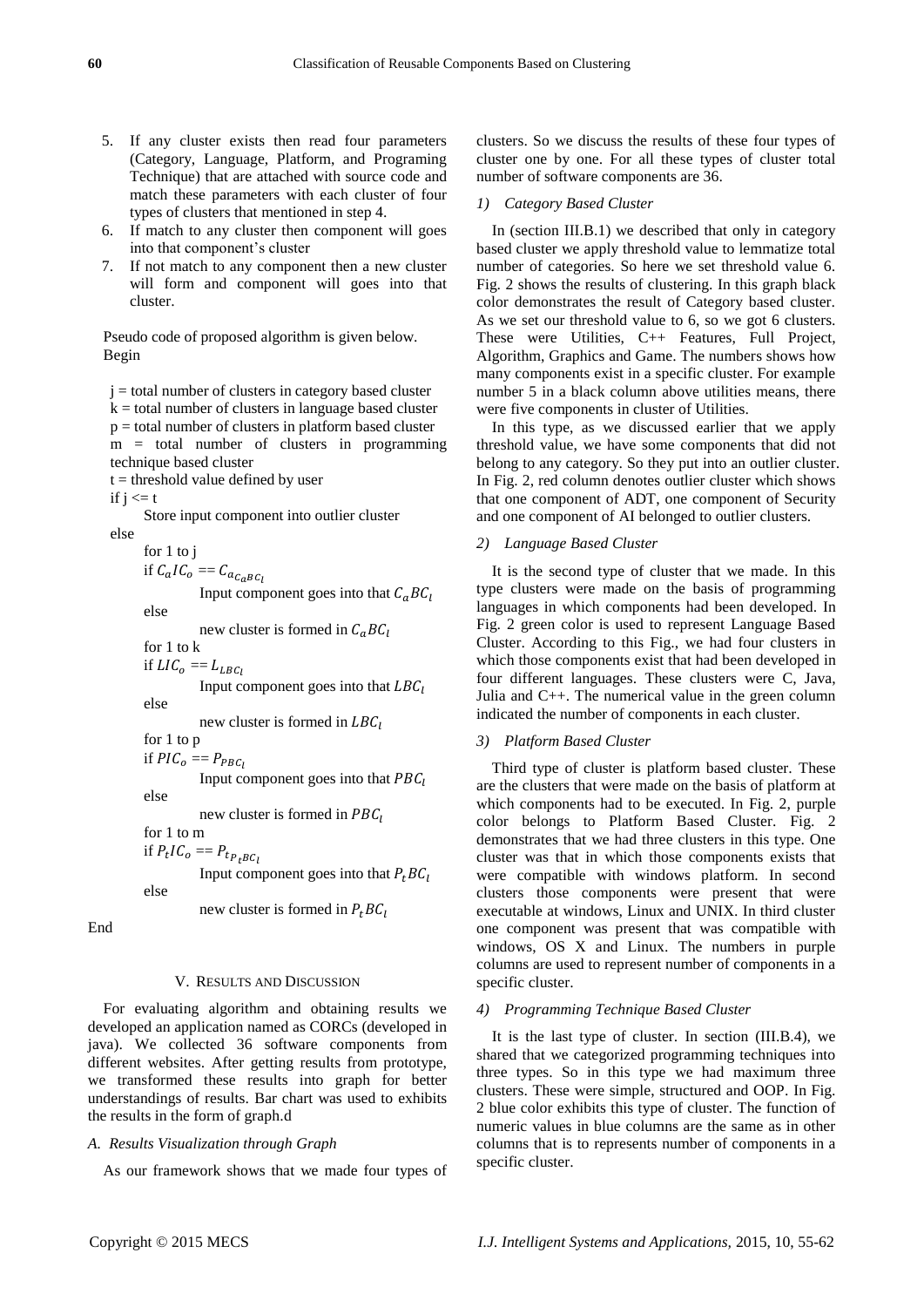5. If any cluster exists then read four parameters (Category, Language, Platform, and Programing Technique) that are attached with source code and match these parameters with each cluster of four types of clusters that mentioned in step 4.
6. If match to any cluster then component will goes into that component's cluster
7. If not match to any component then a new cluster will form and component will goes into that cluster.

Pseudo code of proposed algorithm is given below.
Begin

j = total number of clusters in category based cluster
k = total number of clusters in language based cluster
p = total number of clusters in platform based cluster
m = total number of clusters in programming technique based cluster
t = threshold value defined by user
if j <= t
  Store input component into outlier cluster
else
  for 1 to j
  if $C_a IC_o == C_{a_{C_aBC_l}}$
    Input component goes into that $C_aBC_l$
  else
    new cluster is formed in $C_aBC_l$
  for 1 to k
  if $LIC_o == L_{LBC_l}$
    Input component goes into that $LBC_l$
  else
    new cluster is formed in $LBC_l$
  for 1 to p
  if $PIC_o == P_{PBC_l}$
    Input component goes into that $PBC_l$
  else
    new cluster is formed in $PBC_l$
  for 1 to m
  if $P_tIC_o == P_{t_{P_tBC_l}}$
    Input component goes into that $P_tBC_l$
  else
    new cluster is formed in $P_tBC_l$
End

## V. Results and Discussion

For evaluating algorithm and obtaining results we developed an application named as CORCs (developed in java). We collected 36 software components from different websites. After getting results from prototype, we transformed these results into graph for better understandings of results. Bar chart was used to exhibits the results in the form of graph.d

### A. Results Visualization through Graph

As our framework shows that we made four types of clusters. So we discuss the results of these four types of cluster one by one. For all these types of cluster total number of software components are 36.

#### 1) Category Based Cluster

In (section III.B.1) we described that only in category based cluster we apply threshold value to lemmatize total number of categories. So here we set threshold value 6. Fig. 2 shows the results of clustering. In this graph black color demonstrates the result of Category based cluster. As we set our threshold value to 6, so we got 6 clusters. These were Utilities, C++ Features, Full Project, Algorithm, Graphics and Game. The numbers shows how many components exist in a specific cluster. For example number 5 in a black column above utilities means, there were five components in cluster of Utilities.

In this type, as we discussed earlier that we apply threshold value, we have some components that did not belong to any category. So they put into an outlier cluster. In Fig. 2, red column denotes outlier cluster which shows that one component of ADT, one component of Security and one component of AI belonged to outlier clusters.

#### 2) Language Based Cluster

It is the second type of cluster that we made. In this type clusters were made on the basis of programming languages in which components had been developed. In Fig. 2 green color is used to represent Language Based Cluster. According to this Fig., we had four clusters in which those components exist that had been developed in four different languages. These clusters were C, Java, Julia and C++. The numerical value in the green column indicated the number of components in each cluster.

#### 3) Platform Based Cluster

Third type of cluster is platform based cluster. These are the clusters that were made on the basis of platform at which components had to be executed. In Fig. 2, purple color belongs to Platform Based Cluster. Fig. 2 demonstrates that we had three clusters in this type. One cluster was that in which those components exists that were compatible with windows platform. In second clusters those components were present that were executable at windows, Linux and UNIX. In third cluster one component was present that was compatible with windows, OS X and Linux. The numbers in purple columns are used to represent number of components in a specific cluster.

#### 4) Programming Technique Based Cluster

It is the last type of cluster. In section (III.B.4), we shared that we categorized programming techniques into three types. So in this type we had maximum three clusters. These were simple, structured and OOP. In Fig. 2 blue color exhibits this type of cluster. The function of numeric values in blue columns are the same as in other columns that is to represents number of components in a specific cluster.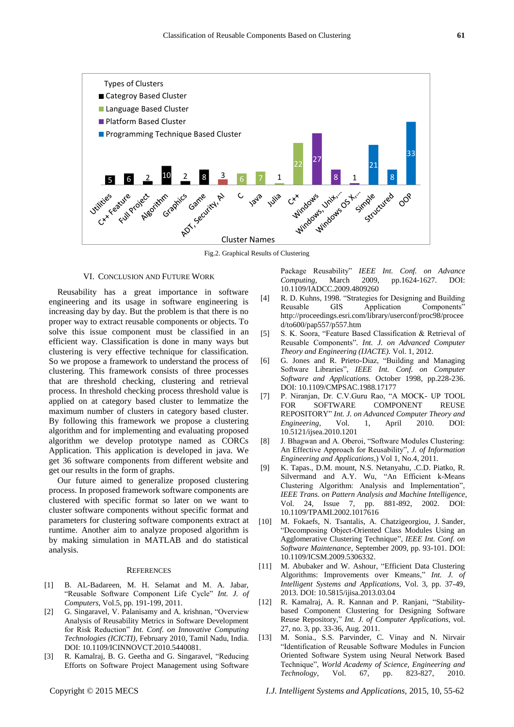Fig.2. Graphical Results of Clustering

## VI. Conclusion and Future Work

Reusability has a great importance in software engineering and its usage in software engineering is increasing day by day. But the problem is that there is no proper way to extract reusable components or objects. To solve this issue component must be classified in an efficient way. Classification is done in many ways but clustering is very effective technique for classification. So we propose a framework to understand the process of clustering. This framework consists of three processes that are threshold checking, clustering and retrieval process. In threshold checking process threshold value is applied on at category based cluster to lemmatize the maximum number of clusters in category based cluster. By following this framework we propose a clustering algorithm and for implementing and evaluating proposed algorithm we develop prototype named as CORCs Application. This application is developed in java. We get 36 software components from different website and get our results in the form of graphs.

Our future aimed to generalize proposed clustering process. In proposed framework software components are clustered with specific format so later on we want to cluster software components without specific format and parameters for clustering software components extract at runtime. Another aim to analyze proposed algorithm is by making simulation in MATLAB and do statistical analysis.

## References

[1] B. AL-Badareen, M. H. Selamat and M. A. Jabar, "Reusable Software Component Life Cycle" *Int. J. of Computers*, Vol.5, pp. 191-199, 2011.

[2] G. Singaravel, V. Palanisamy and A. krishnan, "Overview Analysis of Reusability Metrics in Software Development for Risk Reduction" *Int. Conf. on Innovative Computing Technologies (ICICTI)*, February 2010, Tamil Nadu, India. DOI: 10.1109/ICINNOVCT.2010.5440081.

[3] R. Kamalraj, B. G. Geetha and G. Singaravel, "Reducing Efforts on Software Project Management using Software Package Reusability" *IEEE Int. Conf. on Advance Computing*, March 2009, pp.1624-1627. DOI: 10.1109/IADCC.2009.4809260

[4] R. D. Kuhns, 1998. "Strategies for Designing and Building Reusable GIS Application Components" http://proceedings.esri.com/library/userconf/proc98/proceed/to600/pap557/p557.htm

[5] S. K. Soora, "Feature Based Classification & Retrieval of Reusable Components". *Int. J. on Advanced Computer Theory and Engineering (IJACTE).* Vol. 1, 2012.

[6] G. Jones and R. Prieto-Diaz, "Building and Managing Software Libraries", *IEEE Int. Conf. on Computer Software and Applications.* October 1998, pp.228-236. DOI: 10.1109/CMPSAC.1988.17177

[7] P. Niranjan, Dr. C.V.Guru Rao, "A MOCK- UP TOOL FOR SOFTWARE COMPONENT REUSE REPOSITORY" *Int. J. on Advanced Computer Theory and Engineering*, Vol. 1, April 2010. DOI: 10.5121/ijsea.2010.1201

[8] J. Bhagwan and A. Oberoi, "Software Modules Clustering: An Effective Approach for Reusability", *J. of Information Engineering and Applications,*) Vol 1, No.4, 2011.

[9] K. Tapas., D.M. mount, N.S. Netanyahu, .C.D. Piatko, R. Silvermand and A.Y. Wu, "An Efficient k-Means Clustering Algorithm: Analysis and Implementation", *IEEE Trans. on Pattern Analysis and Machine Intelligence*, Vol. 24, Issue 7, pp. 881-892, 2002. DOI: 10.1109/TPAMI.2002.1017616

[10] M. Fokaefs, N. Tsantalis, A. Chatzigeorgiou, J. Sander, "Decomposing Object-Oriented Class Modules Using an Agglomerative Clustering Technique", *IEEE Int. Conf. on Software Maintenance*, September 2009, pp. 93-101. DOI: 10.1109/ICSM.2009.5306332.

[11] M. Abubaker and W. Ashour, "Efficient Data Clustering Algorithms: Improvements over Kmeans," *Int. J. of Intelligent Systems and Applications*, Vol. 3, pp. 37-49, 2013. DOI: 10.5815/ijisa.2013.03.04

[12] R. Kamalraj, A. R. Kannan and P. Ranjani, "Stability-based Component Clustering for Designing Software Reuse Repository," *Int. J. of Computer Applications*, vol. 27, no. 3, pp. 33-36, Aug. 2011.

[13] M. Sonia., S.S. Parvinder, C. Vinay and N. Nirvair "Identification of Reusable Software Modules in Funcion Oriented Software System using Neural Network Based Technique", *World Academy of Science, Engineering and Technology*, Vol. 67, pp. 823-827, 2010.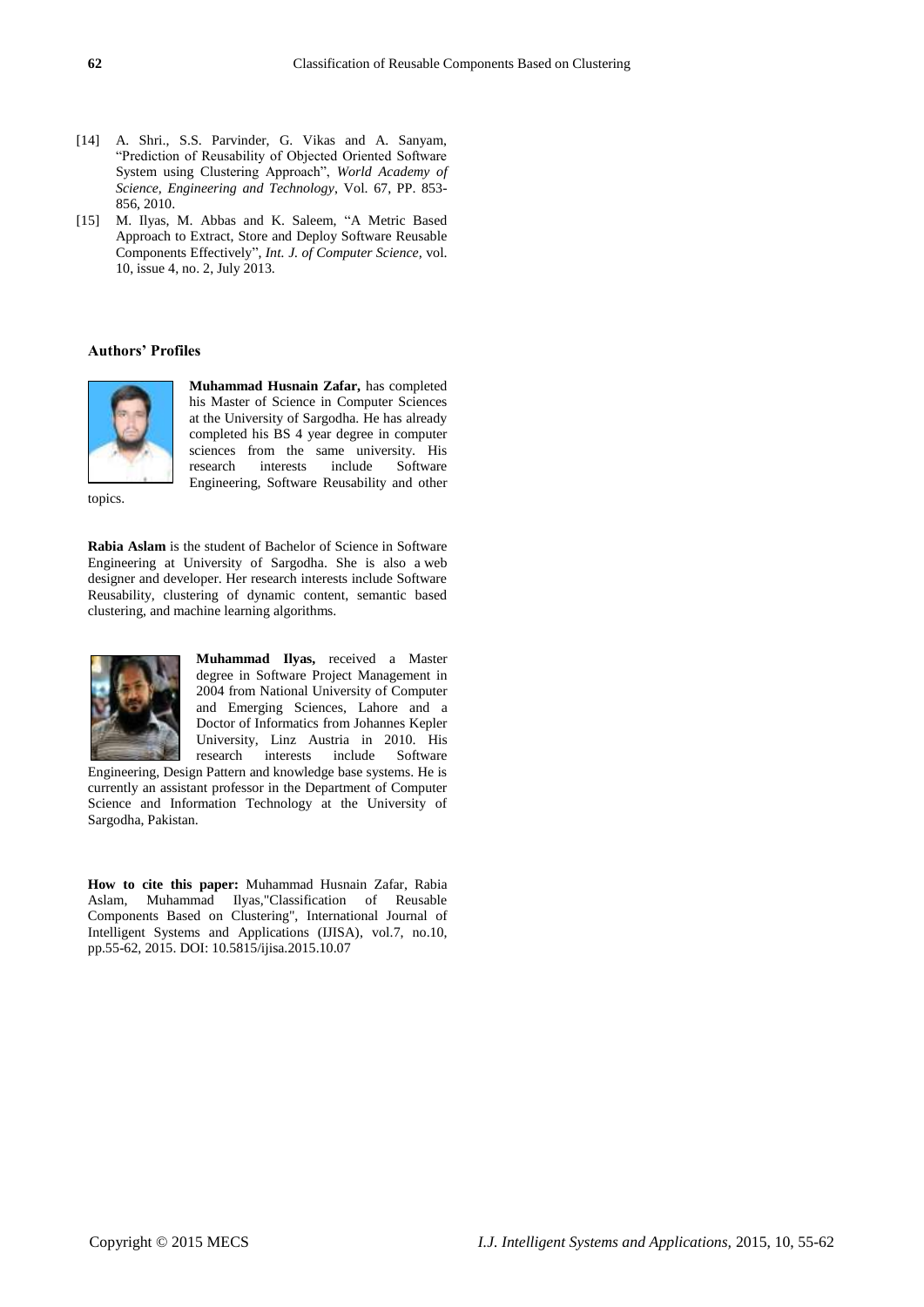[14] A. Shri., S.S. Parvinder, G. Vikas and A. Sanyam, "Prediction of Reusability of Objected Oriented Software System using Clustering Approach", *World Academy of Science, Engineering and Technology*, Vol. 67, PP. 853-856, 2010.

[15] M. Ilyas, M. Abbas and K. Saleem, "A Metric Based Approach to Extract, Store and Deploy Software Reusable Components Effectively", *Int. J. of Computer Science*, vol. 10, issue 4, no. 2, July 2013.

### Authors' Profiles

**Muhammad Husnain Zafar,** has completed his Master of Science in Computer Sciences at the University of Sargodha. He has already completed his BS 4 year degree in computer sciences from the same university. His research interests include Software Engineering, Software Reusability and other topics.

**Rabia Aslam** is the student of Bachelor of Science in Software Engineering at University of Sargodha. She is also a web designer and developer. Her research interests include Software Reusability, clustering of dynamic content, semantic based clustering, and machine learning algorithms.

**Muhammad Ilyas,** received a Master degree in Software Project Management in 2004 from National University of Computer and Emerging Sciences, Lahore and a Doctor of Informatics from Johannes Kepler University, Linz Austria in 2010. His research interests include Software Engineering, Design Pattern and knowledge base systems. He is currently an assistant professor in the Department of Computer Science and Information Technology at the University of Sargodha, Pakistan.

**How to cite this paper:** Muhammad Husnain Zafar, Rabia Aslam, Muhammad Ilyas,"Classification of Reusable Components Based on Clustering", International Journal of Intelligent Systems and Applications (IJISA), vol.7, no.10, pp.55-62, 2015. DOI: 10.5815/ijisa.2015.10.07